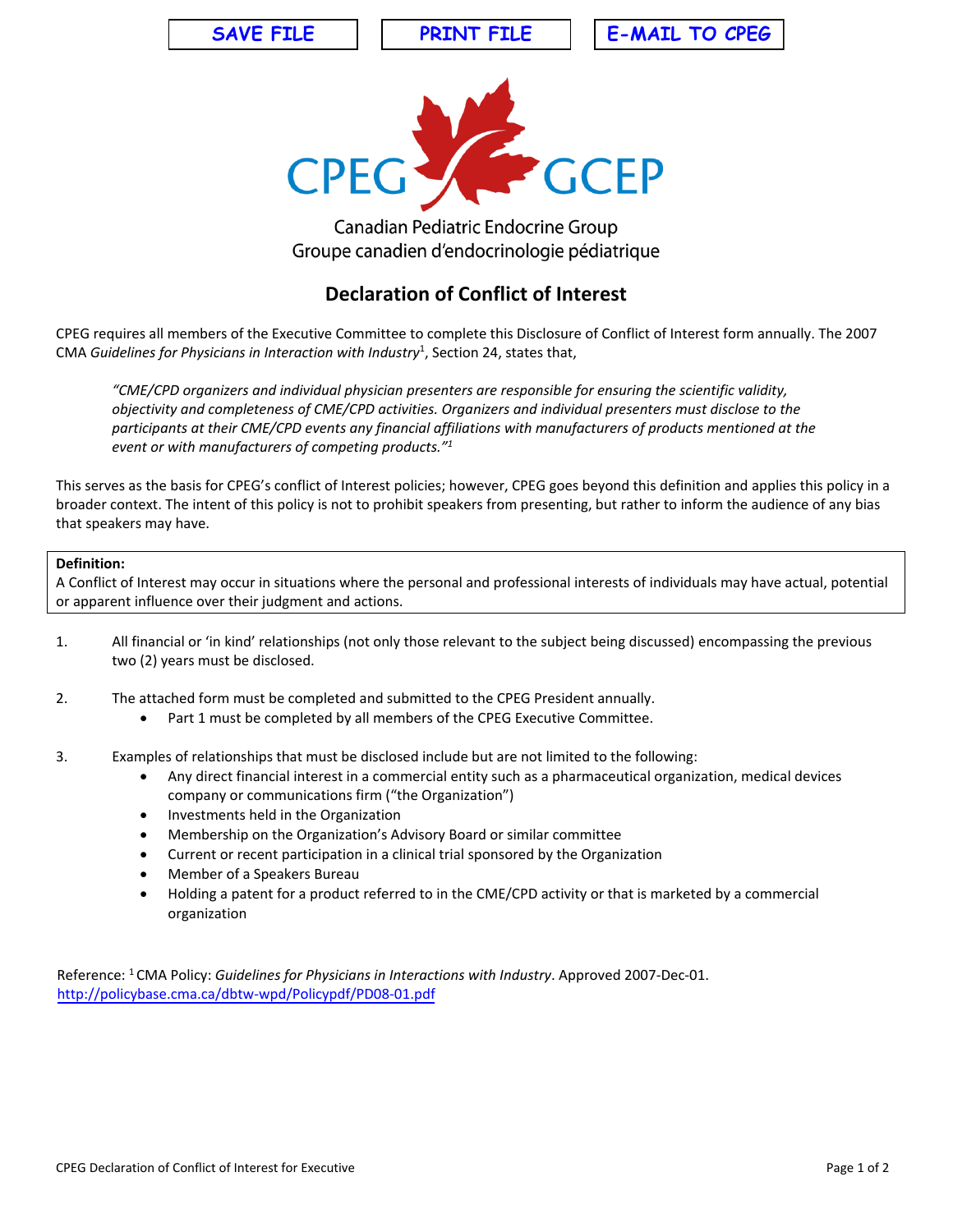SAVE FILE PRINT FILE E-MAIL TO CPEG

CPEG GCEP

Canadian Pediatric Endocrine Group
Groupe canadien d'endocrinologie pédiatrique

# Declaration of Conflict of Interest

CPEG requires all members of the Executive Committee to complete this Disclosure of Conflict of Interest form annually. The 2007 CMA *Guidelines for Physicians in Interaction with Industry*[1], Section 24, states that,

> *"CME/CPD organizers and individual physician presenters are responsible for ensuring the scientific validity, objectivity and completeness of CME/CPD activities. Organizers and individual presenters must disclose to the participants at their CME/CPD events any financial affiliations with manufacturers of products mentioned at the event or with manufacturers of competing products."*[1]

This serves as the basis for CPEG's conflict of Interest policies; however, CPEG goes beyond this definition and applies this policy in a broader context. The intent of this policy is not to prohibit speakers from presenting, but rather to inform the audience of any bias that speakers may have.

**Definition:**
A Conflict of Interest may occur in situations where the personal and professional interests of individuals may have actual, potential or apparent influence over their judgment and actions.

1. All financial or 'in kind' relationships (not only those relevant to the subject being discussed) encompassing the previous two (2) years must be disclosed.

2. The attached form must be completed and submitted to the CPEG President annually.
   - Part 1 must be completed by all members of the CPEG Executive Committee.

3. Examples of relationships that must be disclosed include but are not limited to the following:
   - Any direct financial interest in a commercial entity such as a pharmaceutical organization, medical devices company or communications firm ("the Organization")
   - Investments held in the Organization
   - Membership on the Organization's Advisory Board or similar committee
   - Current or recent participation in a clinical trial sponsored by the Organization
   - Member of a Speakers Bureau
   - Holding a patent for a product referred to in the CME/CPD activity or that is marketed by a commercial organization

Reference: [1] CMA Policy: *Guidelines for Physicians in Interactions with Industry*. Approved 2007-Dec-01.
http://policybase.cma.ca/dbtw-wpd/Policypdf/PD08-01.pdf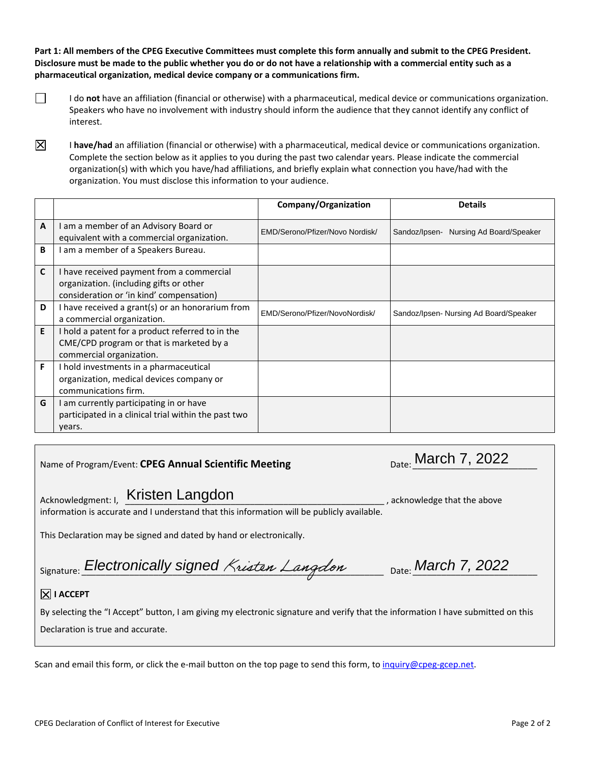**Part 1: All members of the CPEG Executive Committees must complete this form annually and submit to the CPEG President. Disclosure must be made to the public whether you do or do not have a relationship with a commercial entity such as a pharmaceutical organization, medical device company or a communications firm.**

☐ I do **not** have an affiliation (financial or otherwise) with a pharmaceutical, medical device or communications organization. Speakers who have no involvement with industry should inform the audience that they cannot identify any conflict of interest.

☒ I **have/had** an affiliation (financial or otherwise) with a pharmaceutical, medical device or communications organization. Complete the section below as it applies to you during the past two calendar years. Please indicate the commercial organization(s) with which you have/had affiliations, and briefly explain what connection you have/had with the organization. You must disclose this information to your audience.

| | | Company/Organization | Details |
|---|---|---|---|
| **A** | I am a member of an Advisory Board or equivalent with a commercial organization. | EMD/Serono/Pfizer/Novo Nordisk/ | Sandoz/Ipsen- Nursing Ad Board/Speaker |
| **B** | I am a member of a Speakers Bureau. | | |
| **C** | I have received payment from a commercial organization. (including gifts or other consideration or 'in kind' compensation) | | |
| **D** | I have received a grant(s) or an honorarium from a commercial organization. | EMD/Serono/Pfizer/NovoNordisk/ | Sandoz/Ipsen- Nursing Ad Board/Speaker |
| **E** | I hold a patent for a product referred to in the CME/CPD program or that is marketed by a commercial organization. | | |
| **F** | I hold investments in a pharmaceutical organization, medical devices company or communications firm. | | |
| **G** | I am currently participating in or have participated in a clinical trial within the past two years. | | |

Name of Program/Event: **CPEG Annual Scientific Meeting** Date: March 7, 2022

Acknowledgment: I, Kristen Langdon, acknowledge that the above information is accurate and I understand that this information will be publicly available.

This Declaration may be signed and dated by hand or electronically.

Signature: Electronically signed Kristen Langdon Date: March 7, 2022

☒ **I ACCEPT**

By selecting the "I Accept" button, I am giving my electronic signature and verify that the information I have submitted on this Declaration is true and accurate.

Scan and email this form, or click the e-mail button on the top page to send this form, to inquiry@cpeg-gcep.net.